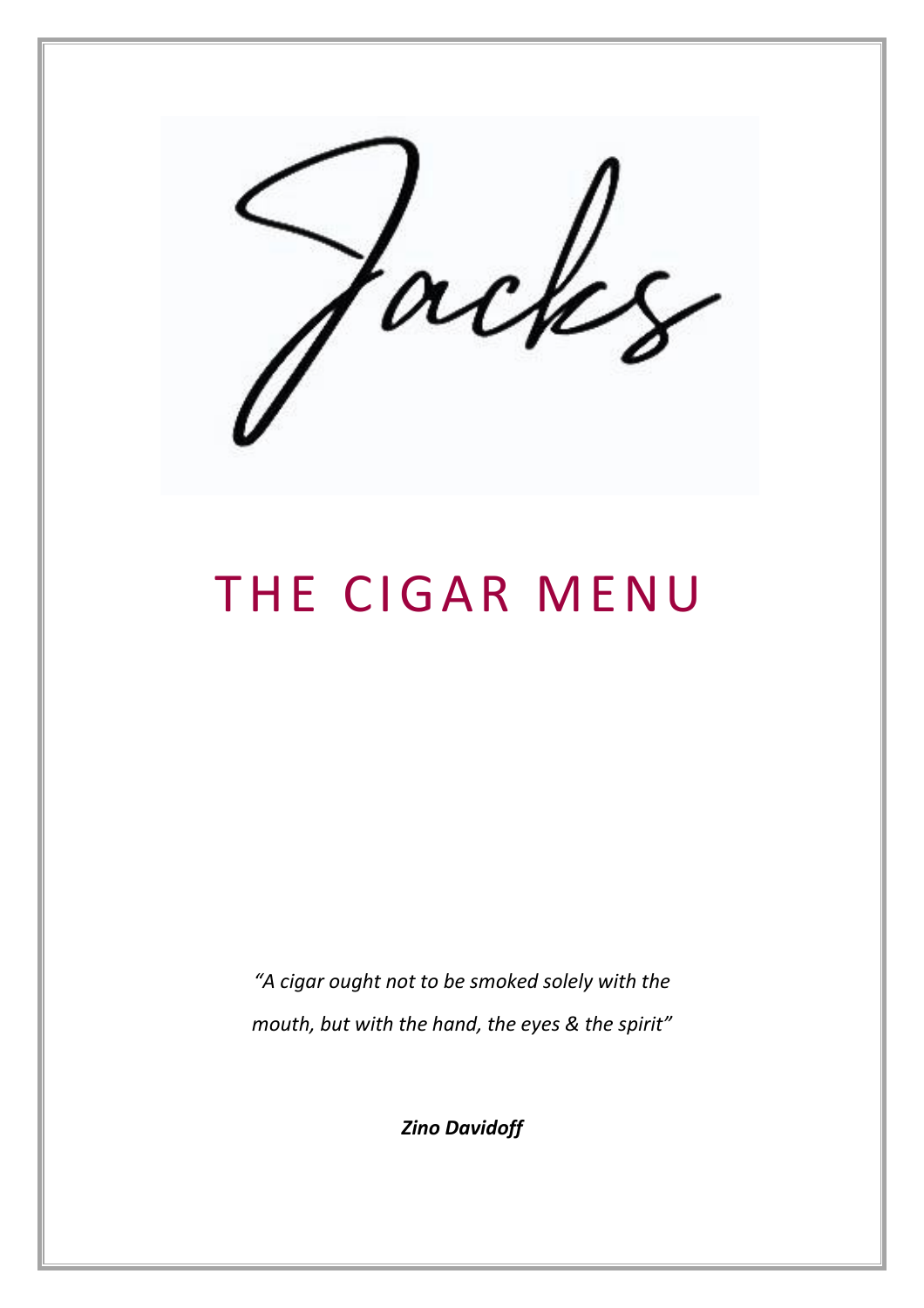# Jacks

## THE CIGAR MENU

*"A cigar ought not to be smoked solely with the mouth, but with the hand, the eyes & the spirit"*

***Zino Davidoff***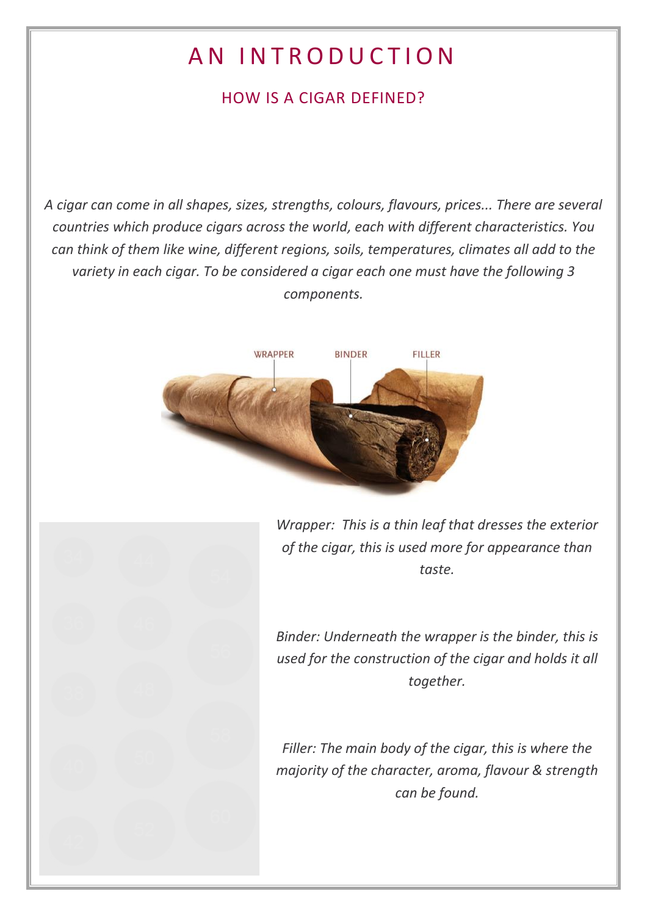# AN INTRODUCTION

## HOW IS A CIGAR DEFINED?

*A cigar can come in all shapes, sizes, strengths, colours, flavours, prices... There are several countries which produce cigars across the world, each with different characteristics. You can think of them like wine, different regions, soils, temperatures, climates all add to the variety in each cigar. To be considered a cigar each one must have the following 3 components.*

WRAPPER BINDER FILLER

*Wrapper: This is a thin leaf that dresses the exterior of the cigar, this is used more for appearance than taste.*

*Binder: Underneath the wrapper is the binder, this is used for the construction of the cigar and holds it all together.*

*Filler: The main body of the cigar, this is where the majority of the character, aroma, flavour & strength can be found.*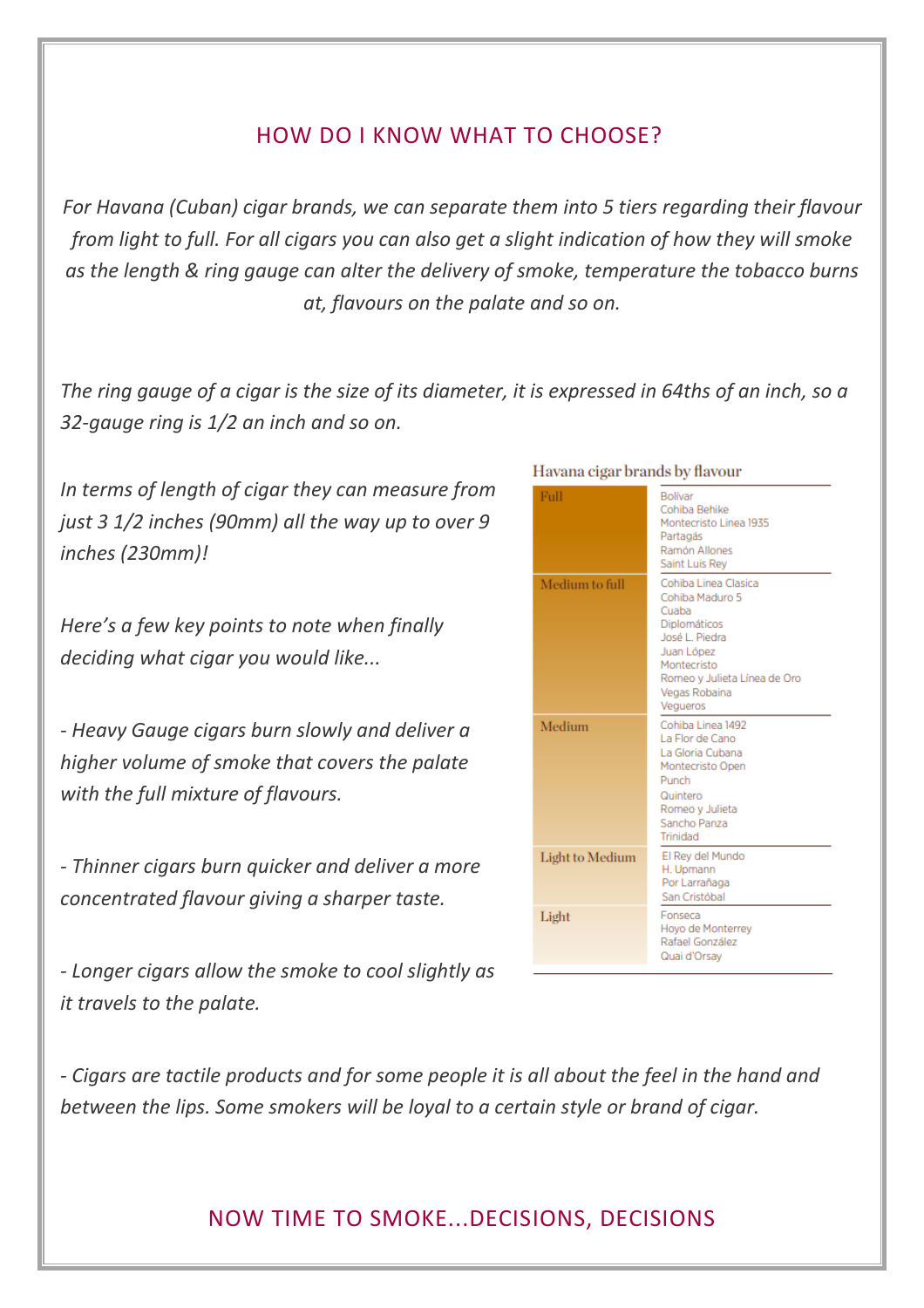## HOW DO I KNOW WHAT TO CHOOSE?

*For Havana (Cuban) cigar brands, we can separate them into 5 tiers regarding their flavour from light to full. For all cigars you can also get a slight indication of how they will smoke as the length & ring gauge can alter the delivery of smoke, temperature the tobacco burns at, flavours on the palate and so on.*

*The ring gauge of a cigar is the size of its diameter, it is expressed in 64ths of an inch, so a 32-gauge ring is 1/2 an inch and so on.*

*In terms of length of cigar they can measure from just 3 1/2 inches (90mm) all the way up to over 9 inches (230mm)!*

*Here's a few key points to note when finally deciding what cigar you would like...*

*- Heavy Gauge cigars burn slowly and deliver a higher volume of smoke that covers the palate with the full mixture of flavours.*

*- Thinner cigars burn quicker and deliver a more concentrated flavour giving a sharper taste.*

*- Longer cigars allow the smoke to cool slightly as it travels to the palate.*

*- Cigars are tactile products and for some people it is all about the feel in the hand and between the lips. Some smokers will be loyal to a certain style or brand of cigar.*

**Havana cigar brands by flavour**

| Flavour | Brands |
|---|---|
| Full | Bolívar<br>Cohiba Behike<br>Montecristo Linea 1935<br>Partagás<br>Ramón Allones<br>Saint Luis Rey |
| Medium to full | Cohiba Linea Clasica<br>Cohiba Maduro 5<br>Cuaba<br>Diplomáticos<br>José L. Piedra<br>Juan López<br>Montecristo<br>Romeo y Julieta Línea de Oro<br>Vegas Robaina<br>Vegueros |
| Medium | Cohiba Linea 1492<br>La Flor de Cano<br>La Gloria Cubana<br>Montecristo Open<br>Punch<br>Quintero<br>Romeo y Julieta<br>Sancho Panza<br>Trinidad |
| Light to Medium | El Rey del Mundo<br>H. Upmann<br>Por Larrañaga<br>San Cristóbal |
| Light | Fonseca<br>Hoyo de Monterrey<br>Rafael González<br>Quai d'Orsay |

## NOW TIME TO SMOKE...DECISIONS, DECISIONS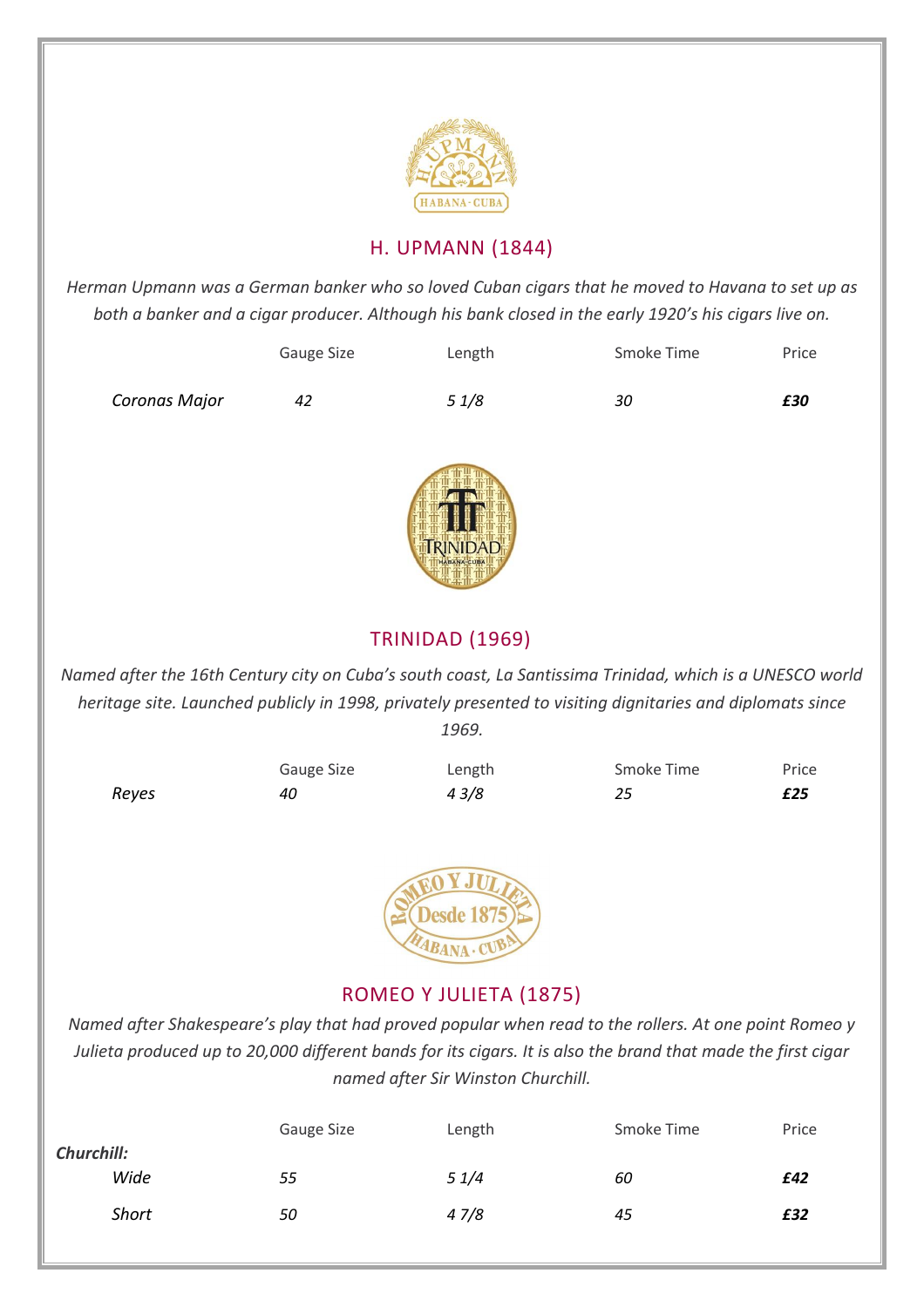## H. UPMANN (1844)

*Herman Upmann was a German banker who so loved Cuban cigars that he moved to Havana to set up as both a banker and a cigar producer. Although his bank closed in the early 1920's his cigars live on.*

| | Gauge Size | Length | Smoke Time | Price |
|---|---|---|---|---|
| *Coronas Major* | *42* | *5 1/8* | *30* | ***£30*** |

## TRINIDAD (1969)

*Named after the 16th Century city on Cuba's south coast, La Santissima Trinidad, which is a UNESCO world heritage site. Launched publicly in 1998, privately presented to visiting dignitaries and diplomats since 1969.*

| | Gauge Size | Length | Smoke Time | Price |
|---|---|---|---|---|
| *Reyes* | *40* | *4 3/8* | *25* | ***£25*** |

## ROMEO Y JULIETA (1875)

*Named after Shakespeare's play that had proved popular when read to the rollers. At one point Romeo y Julieta produced up to 20,000 different bands for its cigars. It is also the brand that made the first cigar named after Sir Winston Churchill.*

| | Gauge Size | Length | Smoke Time | Price |
|---|---|---|---|---|
| ***Churchill:*** | | | | |
| *Wide* | *55* | *5 1/4* | *60* | ***£42*** |
| *Short* | *50* | *4 7/8* | *45* | ***£32*** |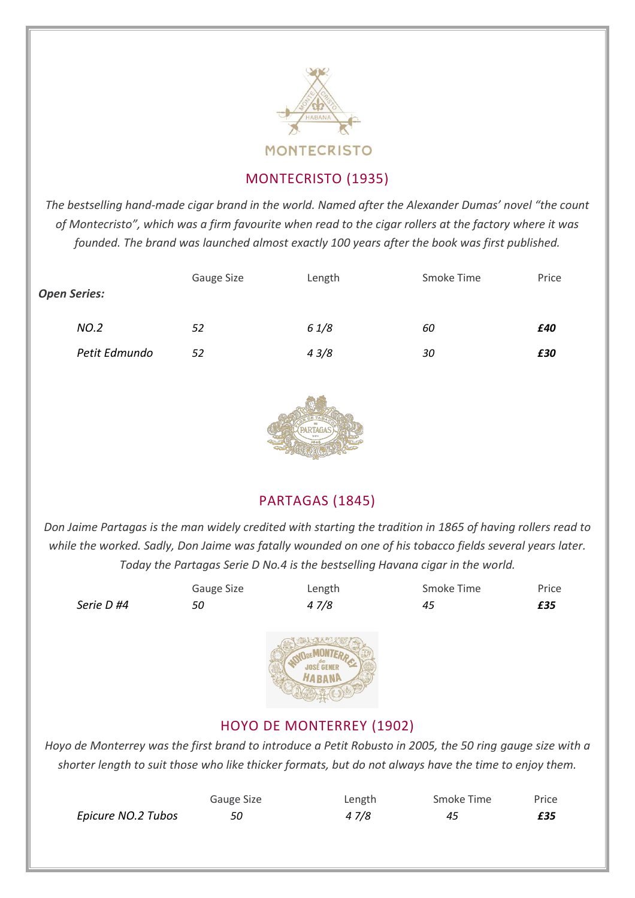MONTECRISTO

## MONTECRISTO (1935)

*The bestselling hand-made cigar brand in the world. Named after the Alexander Dumas' novel "the count of Montecristo", which was a firm favourite when read to the cigar rollers at the factory where it was founded. The brand was launched almost exactly 100 years after the book was first published.*

| ***Open Series:*** | Gauge Size | Length | Smoke Time | Price |
|---|---|---|---|---|
| *NO.2* | *52* | *6 1/8* | *60* | ***£40*** |
| *Petit Edmundo* | *52* | *4 3/8* | *30* | ***£30*** |

## PARTAGAS (1845)

*Don Jaime Partagas is the man widely credited with starting the tradition in 1865 of having rollers read to while the worked. Sadly, Don Jaime was fatally wounded on one of his tobacco fields several years later. Today the Partagas Serie D No.4 is the bestselling Havana cigar in the world.*

| | Gauge Size | Length | Smoke Time | Price |
|---|---|---|---|---|
| *Serie D #4* | *50* | *4 7/8* | *45* | ***£35*** |

## HOYO DE MONTERREY (1902)

*Hoyo de Monterrey was the first brand to introduce a Petit Robusto in 2005, the 50 ring gauge size with a shorter length to suit those who like thicker formats, but do not always have the time to enjoy them.*

| | Gauge Size | Length | Smoke Time | Price |
|---|---|---|---|---|
| *Epicure NO.2 Tubos* | *50* | *4 7/8* | *45* | ***£35*** |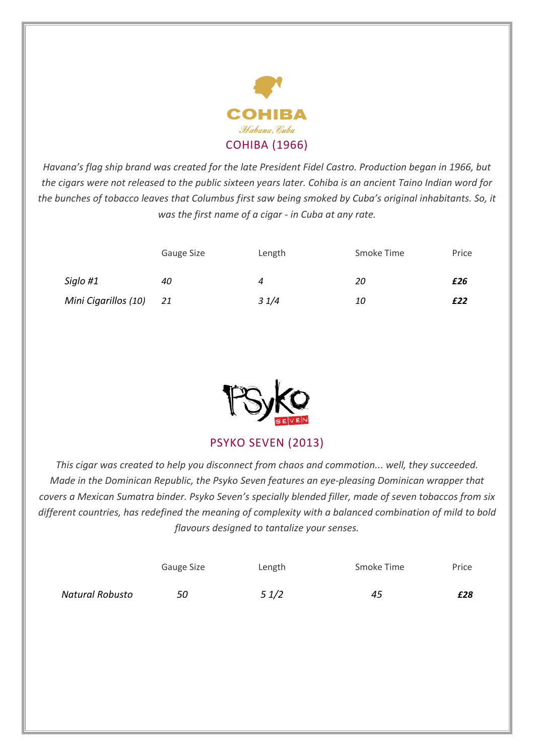COHIBA
*Habana, Cuba*

## COHIBA (1966)

*Havana's flag ship brand was created for the late President Fidel Castro. Production began in 1966, but the cigars were not released to the public sixteen years later. Cohiba is an ancient Taino Indian word for the bunches of tobacco leaves that Columbus first saw being smoked by Cuba's original inhabitants. So, it was the first name of a cigar - in Cuba at any rate.*

| | Gauge Size | Length | Smoke Time | Price |
|---|---|---|---|---|
| *Siglo #1* | *40* | *4* | *20* | ***£26*** |
| *Mini Cigarillos (10)* | *21* | *3 1/4* | *10* | ***£22*** |

PSyKo SEVEN

## PSYKO SEVEN (2013)

*This cigar was created to help you disconnect from chaos and commotion... well, they succeeded. Made in the Dominican Republic, the Psyko Seven features an eye-pleasing Dominican wrapper that covers a Mexican Sumatra binder. Psyko Seven's specially blended filler, made of seven tobaccos from six different countries, has redefined the meaning of complexity with a balanced combination of mild to bold flavours designed to tantalize your senses.*

| | Gauge Size | Length | Smoke Time | Price |
|---|---|---|---|---|
| *Natural Robusto* | *50* | *5 1/2* | *45* | ***£28*** |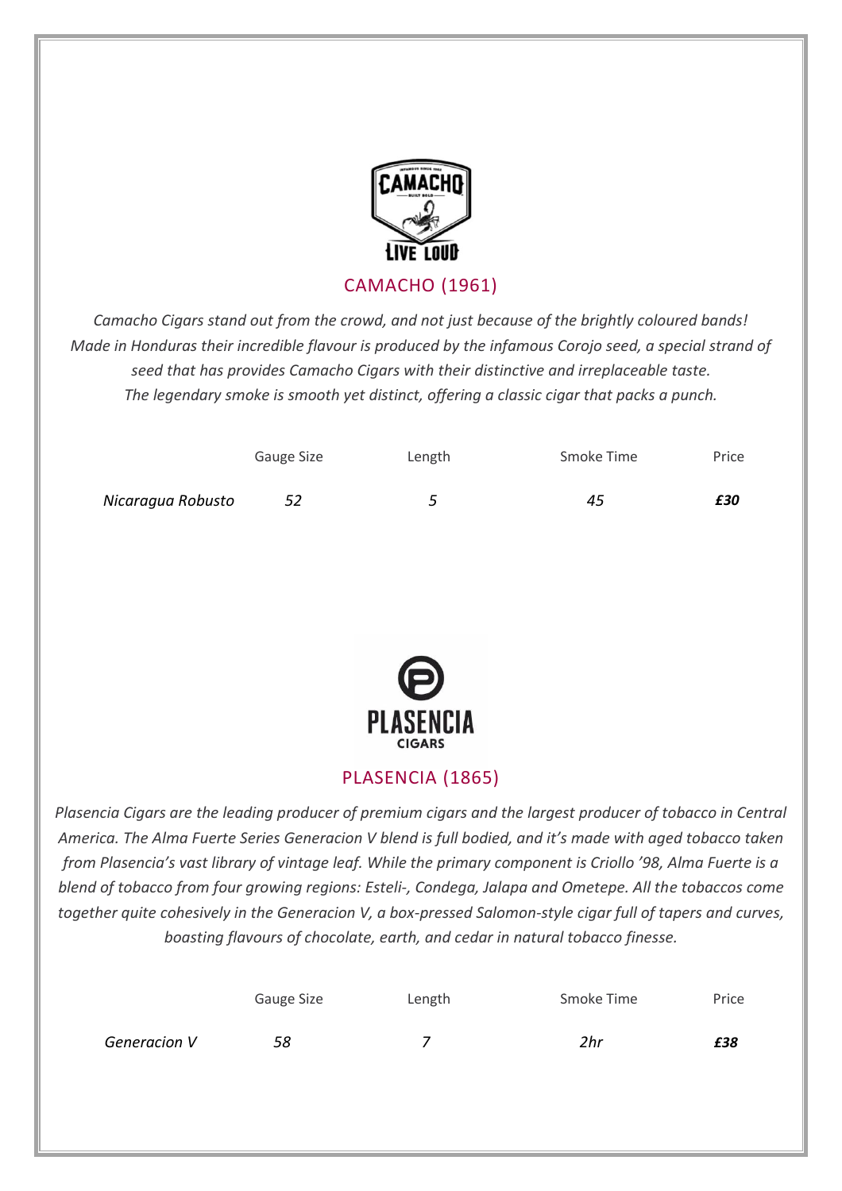## CAMACHO (1961)

*Camacho Cigars stand out from the crowd, and not just because of the brightly coloured bands! Made in Honduras their incredible flavour is produced by the infamous Corojo seed, a special strand of seed that has provides Camacho Cigars with their distinctive and irreplaceable taste. The legendary smoke is smooth yet distinct, offering a classic cigar that packs a punch.*

| | Gauge Size | Length | Smoke Time | Price |
|---|---|---|---|---|
| *Nicaragua Robusto* | *52* | *5* | *45* | ***£30*** |

## PLASENCIA (1865)

*Plasencia Cigars are the leading producer of premium cigars and the largest producer of tobacco in Central America. The Alma Fuerte Series Generacion V blend is full bodied, and it's made with aged tobacco taken from Plasencia's vast library of vintage leaf. While the primary component is Criollo '98, Alma Fuerte is a blend of tobacco from four growing regions: Esteli-, Condega, Jalapa and Ometepe. All the tobaccos come together quite cohesively in the Generacion V, a box-pressed Salomon-style cigar full of tapers and curves, boasting flavours of chocolate, earth, and cedar in natural tobacco finesse.*

| | Gauge Size | Length | Smoke Time | Price |
|---|---|---|---|---|
| *Generacion V* | *58* | *7* | *2hr* | ***£38*** |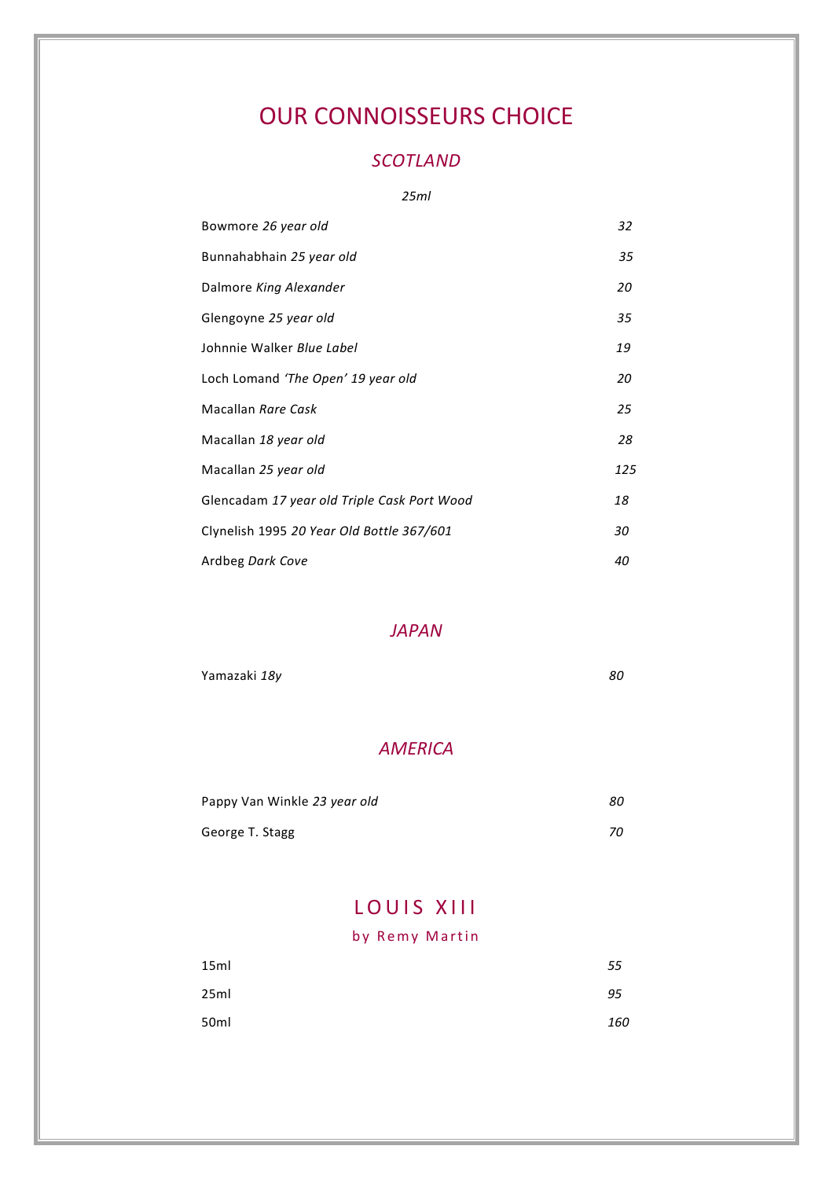# OUR CONNOISSEURS CHOICE

## *SCOTLAND*

*25ml*

| | |
|---|---|
| Bowmore *26 year old* | *32* |
| Bunnahabhain *25 year old* | *35* |
| Dalmore *King Alexander* | *20* |
| Glengoyne *25 year old* | *35* |
| Johnnie Walker *Blue Label* | *19* |
| Loch Lomond *'The Open' 19 year old* | *20* |
| Macallan *Rare Cask* | *25* |
| Macallan *18 year old* | *28* |
| Macallan *25 year old* | *125* |
| Glencadam *17 year old Triple Cask Port Wood* | *18* |
| Clynelish 1995 *20 Year Old Bottle 367/601* | *30* |
| Ardbeg *Dark Cove* | *40* |

## *JAPAN*

| | |
|---|---|
| Yamazaki *18y* | *80* |

## *AMERICA*

| | |
|---|---|
| Pappy Van Winkle *23 year old* | *80* |
| George T. Stagg | *70* |

## LOUIS XIII

by Remy Martin

| | |
|---|---|
| 15ml | *55* |
| 25ml | *95* |
| 50ml | *160* |